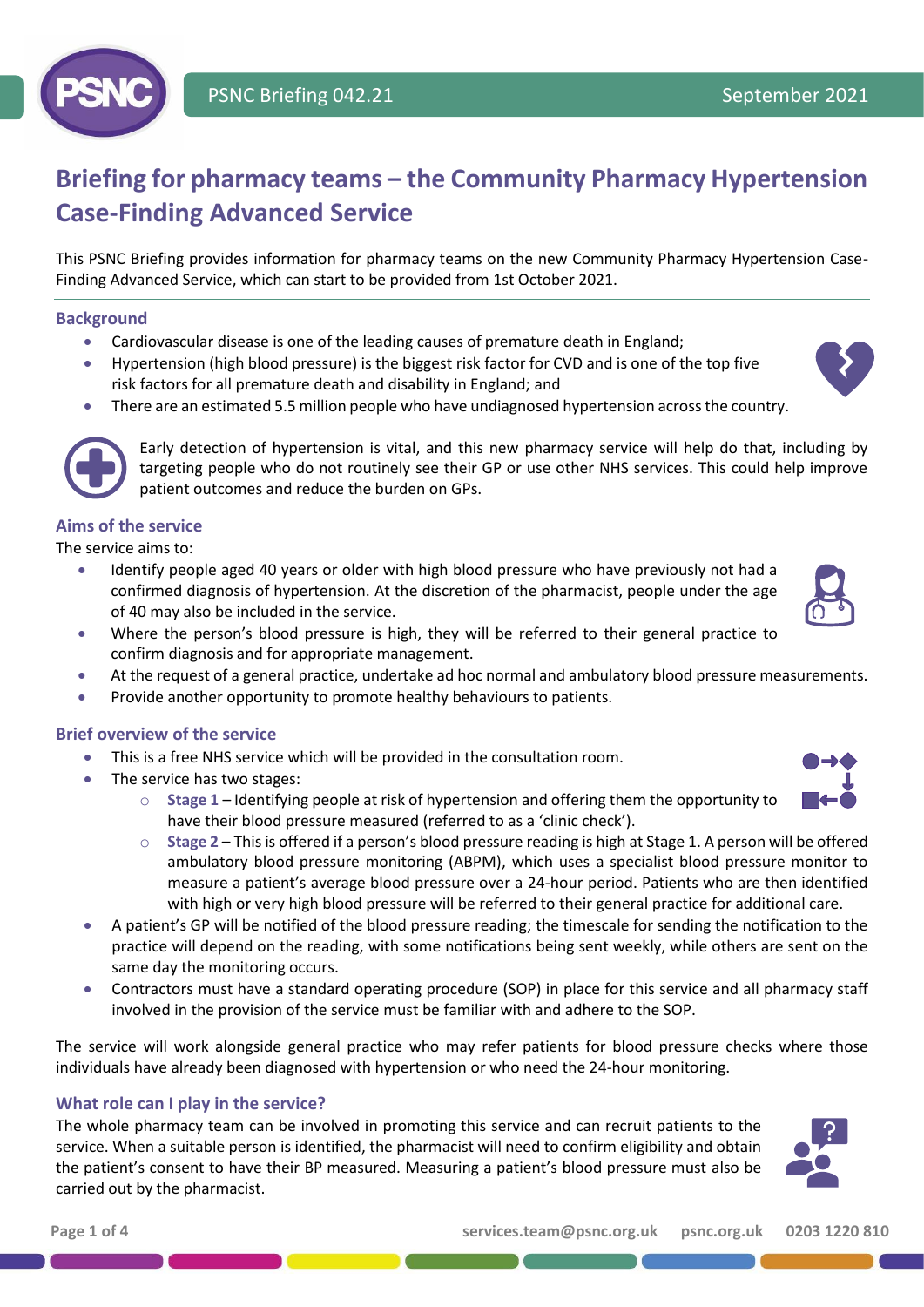# Briefing for pharmacy teams – the Community Pharmacy Hypertension Case-Finding Advanced Service

This PSNC Briefing provides information for pharmacy teams on the new Community Pharmacy Hypertension Case-Finding Advanced Service, which can start to be provided from 1st October 2021.

## Background

- Cardiovascular disease is one of the leading causes of premature death in England;
- Hypertension (high blood pressure) is the biggest risk factor for CVD and is one of the top five risk factors for all premature death and disability in England; and
- There are an estimated 5.5 million people who have undiagnosed hypertension across the country.

Early detection of hypertension is vital, and this new pharmacy service will help do that, including by targeting people who do not routinely see their GP or use other NHS services. This could help improve patient outcomes and reduce the burden on GPs.

## Aims of the service

The service aims to:

- Identify people aged 40 years or older with high blood pressure who have previously not had a confirmed diagnosis of hypertension. At the discretion of the pharmacist, people under the age of 40 may also be included in the service.
- Where the person's blood pressure is high, they will be referred to their general practice to confirm diagnosis and for appropriate management.
- At the request of a general practice, undertake ad hoc normal and ambulatory blood pressure measurements.
- Provide another opportunity to promote healthy behaviours to patients.

## Brief overview of the service

- This is a free NHS service which will be provided in the consultation room.
- The service has two stages:
  - **Stage 1** – Identifying people at risk of hypertension and offering them the opportunity to have their blood pressure measured (referred to as a 'clinic check').
  - **Stage 2** – This is offered if a person's blood pressure reading is high at Stage 1. A person will be offered ambulatory blood pressure monitoring (ABPM), which uses a specialist blood pressure monitor to measure a patient's average blood pressure over a 24-hour period. Patients who are then identified with high or very high blood pressure will be referred to their general practice for additional care.
- A patient's GP will be notified of the blood pressure reading; the timescale for sending the notification to the practice will depend on the reading, with some notifications being sent weekly, while others are sent on the same day the monitoring occurs.
- Contractors must have a standard operating procedure (SOP) in place for this service and all pharmacy staff involved in the provision of the service must be familiar with and adhere to the SOP.

The service will work alongside general practice who may refer patients for blood pressure checks where those individuals have already been diagnosed with hypertension or who need the 24-hour monitoring.

## What role can I play in the service?

The whole pharmacy team can be involved in promoting this service and can recruit patients to the service. When a suitable person is identified, the pharmacist will need to confirm eligibility and obtain the patient's consent to have their BP measured. Measuring a patient's blood pressure must also be carried out by the pharmacist.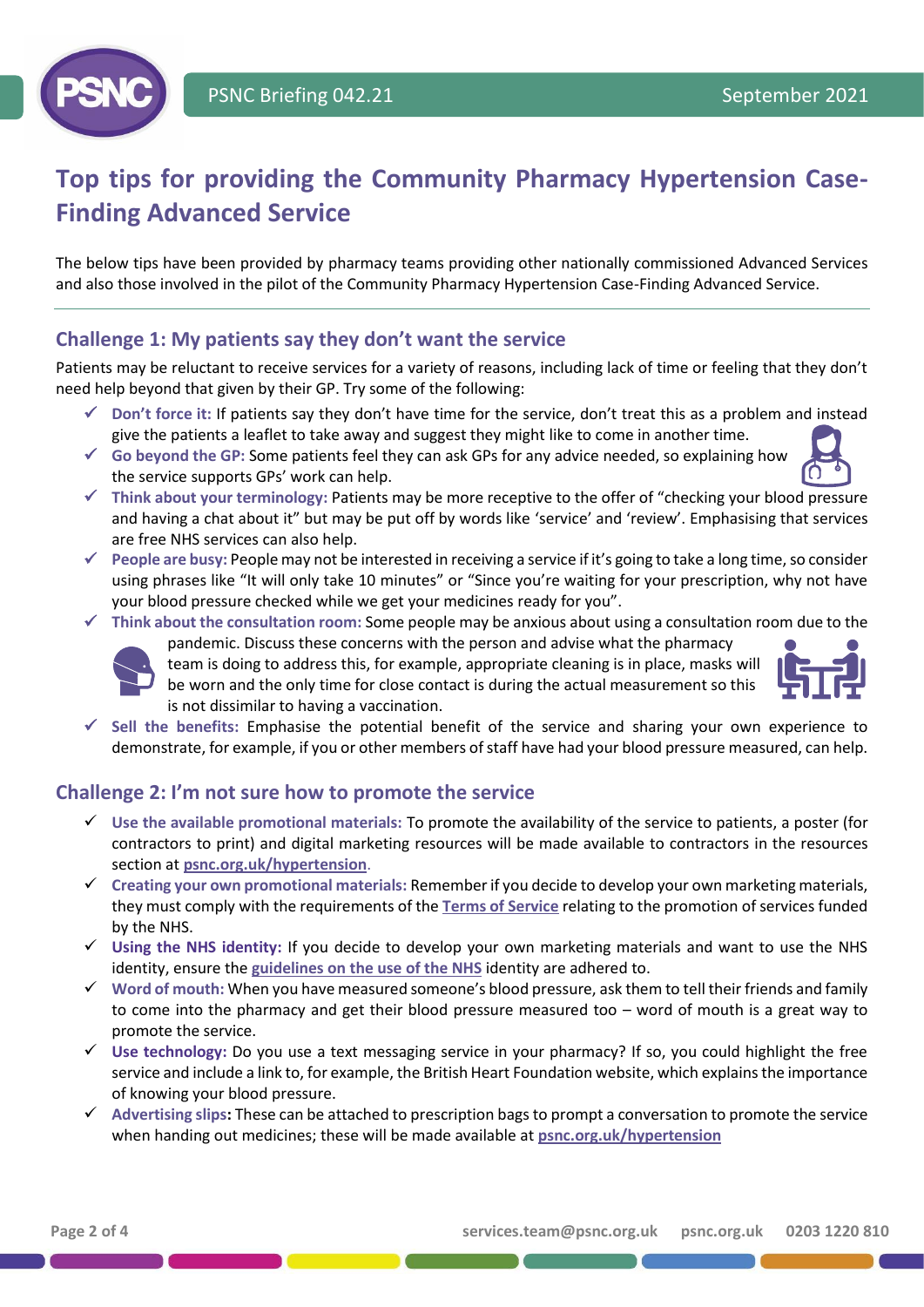# Top tips for providing the Community Pharmacy Hypertension Case-Finding Advanced Service

The below tips have been provided by pharmacy teams providing other nationally commissioned Advanced Services and also those involved in the pilot of the Community Pharmacy Hypertension Case-Finding Advanced Service.

## Challenge 1: My patients say they don't want the service

Patients may be reluctant to receive services for a variety of reasons, including lack of time or feeling that they don't need help beyond that given by their GP. Try some of the following:

- ✓ **Don't force it:** If patients say they don't have time for the service, don't treat this as a problem and instead give the patients a leaflet to take away and suggest they might like to come in another time.
- ✓ **Go beyond the GP:** Some patients feel they can ask GPs for any advice needed, so explaining how the service supports GPs' work can help.
- ✓ **Think about your terminology:** Patients may be more receptive to the offer of "checking your blood pressure and having a chat about it" but may be put off by words like 'service' and 'review'. Emphasising that services are free NHS services can also help.
- ✓ **People are busy:** People may not be interested in receiving a service if it's going to take a long time, so consider using phrases like "It will only take 10 minutes" or "Since you're waiting for your prescription, why not have your blood pressure checked while we get your medicines ready for you".
- ✓ **Think about the consultation room:** Some people may be anxious about using a consultation room due to the pandemic. Discuss these concerns with the person and advise what the pharmacy team is doing to address this, for example, appropriate cleaning is in place, masks will be worn and the only time for close contact is during the actual measurement so this is not dissimilar to having a vaccination.
- ✓ **Sell the benefits:** Emphasise the potential benefit of the service and sharing your own experience to demonstrate, for example, if you or other members of staff have had your blood pressure measured, can help.

## Challenge 2: I'm not sure how to promote the service

- ✓ **Use the available promotional materials:** To promote the availability of the service to patients, a poster (for contractors to print) and digital marketing resources will be made available to contractors in the resources section at psnc.org.uk/hypertension.
- ✓ **Creating your own promotional materials:** Remember if you decide to develop your own marketing materials, they must comply with the requirements of the Terms of Service relating to the promotion of services funded by the NHS.
- ✓ **Using the NHS identity:** If you decide to develop your own marketing materials and want to use the NHS identity, ensure the guidelines on the use of the NHS identity are adhered to.
- ✓ **Word of mouth:** When you have measured someone's blood pressure, ask them to tell their friends and family to come into the pharmacy and get their blood pressure measured too – word of mouth is a great way to promote the service.
- ✓ **Use technology:** Do you use a text messaging service in your pharmacy? If so, you could highlight the free service and include a link to, for example, the British Heart Foundation website, which explains the importance of knowing your blood pressure.
- ✓ **Advertising slips:** These can be attached to prescription bags to prompt a conversation to promote the service when handing out medicines; these will be made available at psnc.org.uk/hypertension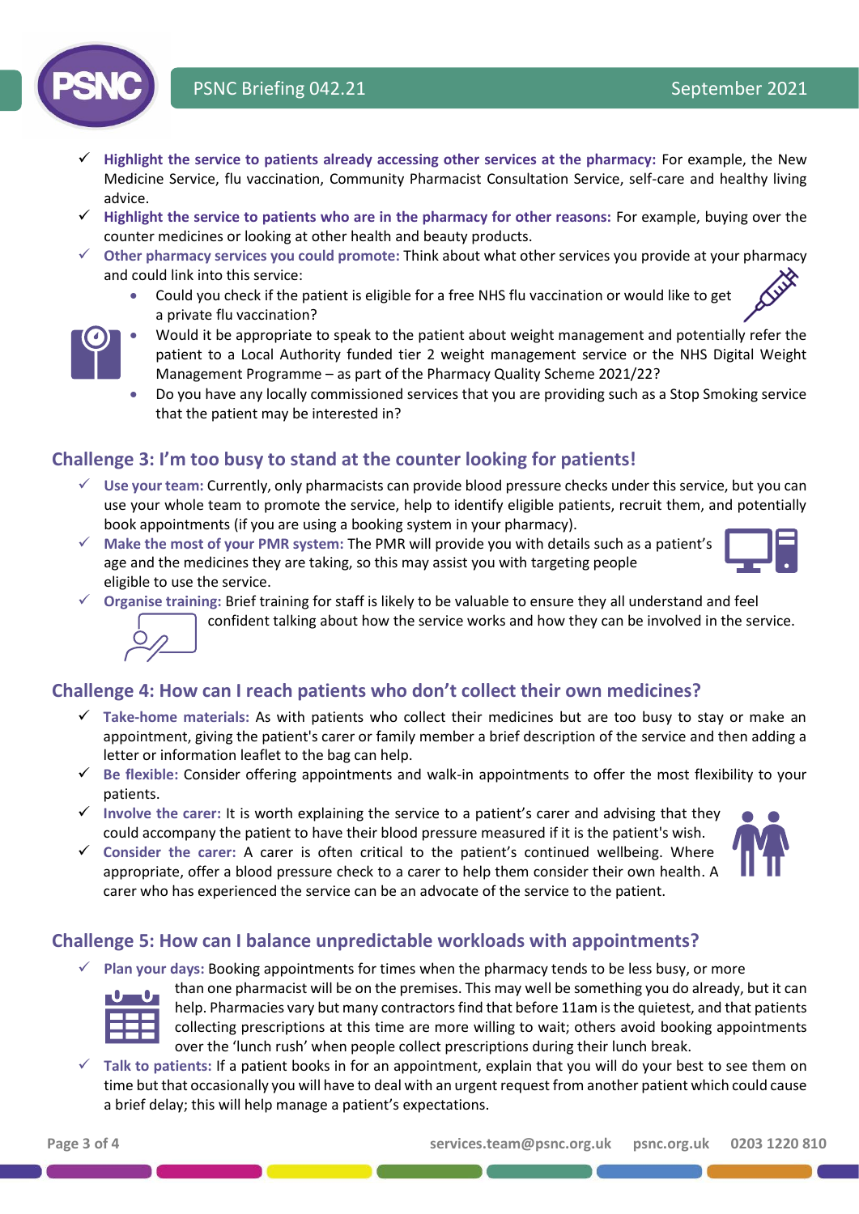- **Highlight the service to patients already accessing other services at the pharmacy:** For example, the New Medicine Service, flu vaccination, Community Pharmacist Consultation Service, self-care and healthy living advice.
- **Highlight the service to patients who are in the pharmacy for other reasons:** For example, buying over the counter medicines or looking at other health and beauty products.
- **Other pharmacy services you could promote:** Think about what other services you provide at your pharmacy and could link into this service:
  - Could you check if the patient is eligible for a free NHS flu vaccination or would like to get a private flu vaccination?
  - Would it be appropriate to speak to the patient about weight management and potentially refer the patient to a Local Authority funded tier 2 weight management service or the NHS Digital Weight Management Programme – as part of the Pharmacy Quality Scheme 2021/22?
  - Do you have any locally commissioned services that you are providing such as a Stop Smoking service that the patient may be interested in?

## Challenge 3: I'm too busy to stand at the counter looking for patients!

- **Use your team:** Currently, only pharmacists can provide blood pressure checks under this service, but you can use your whole team to promote the service, help to identify eligible patients, recruit them, and potentially book appointments (if you are using a booking system in your pharmacy).
- **Make the most of your PMR system:** The PMR will provide you with details such as a patient's age and the medicines they are taking, so this may assist you with targeting people eligible to use the service.
- **Organise training:** Brief training for staff is likely to be valuable to ensure they all understand and feel confident talking about how the service works and how they can be involved in the service.

## Challenge 4: How can I reach patients who don't collect their own medicines?

- **Take-home materials:** As with patients who collect their medicines but are too busy to stay or make an appointment, giving the patient's carer or family member a brief description of the service and then adding a letter or information leaflet to the bag can help.
- **Be flexible:** Consider offering appointments and walk-in appointments to offer the most flexibility to your patients.
- **Involve the carer:** It is worth explaining the service to a patient's carer and advising that they could accompany the patient to have their blood pressure measured if it is the patient's wish.
- **Consider the carer:** A carer is often critical to the patient's continued wellbeing. Where appropriate, offer a blood pressure check to a carer to help them consider their own health. A carer who has experienced the service can be an advocate of the service to the patient.

## Challenge 5: How can I balance unpredictable workloads with appointments?

- **Plan your days:** Booking appointments for times when the pharmacy tends to be less busy, or more than one pharmacist will be on the premises. This may well be something you do already, but it can help. Pharmacies vary but many contractors find that before 11am is the quietest, and that patients collecting prescriptions at this time are more willing to wait; others avoid booking appointments over the 'lunch rush' when people collect prescriptions during their lunch break.
- **Talk to patients:** If a patient books in for an appointment, explain that you will do your best to see them on time but that occasionally you will have to deal with an urgent request from another patient which could cause a brief delay; this will help manage a patient's expectations.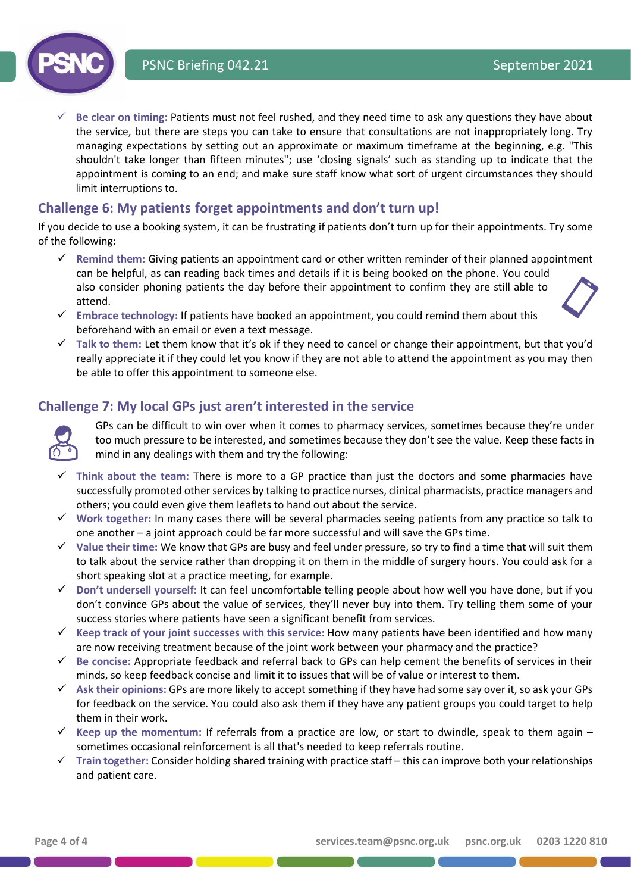- **Be clear on timing:** Patients must not feel rushed, and they need time to ask any questions they have about the service, but there are steps you can take to ensure that consultations are not inappropriately long. Try managing expectations by setting out an approximate or maximum timeframe at the beginning, e.g. "This shouldn't take longer than fifteen minutes"; use 'closing signals' such as standing up to indicate that the appointment is coming to an end; and make sure staff know what sort of urgent circumstances they should limit interruptions to.

## Challenge 6: My patients forget appointments and don't turn up!

If you decide to use a booking system, it can be frustrating if patients don't turn up for their appointments. Try some of the following:

- **Remind them:** Giving patients an appointment card or other written reminder of their planned appointment can be helpful, as can reading back times and details if it is being booked on the phone. You could also consider phoning patients the day before their appointment to confirm they are still able to attend.
- **Embrace technology:** If patients have booked an appointment, you could remind them about this beforehand with an email or even a text message.
- **Talk to them:** Let them know that it's ok if they need to cancel or change their appointment, but that you'd really appreciate it if they could let you know if they are not able to attend the appointment as you may then be able to offer this appointment to someone else.

## Challenge 7: My local GPs just aren't interested in the service

GPs can be difficult to win over when it comes to pharmacy services, sometimes because they're under too much pressure to be interested, and sometimes because they don't see the value. Keep these facts in mind in any dealings with them and try the following:

- **Think about the team:** There is more to a GP practice than just the doctors and some pharmacies have successfully promoted other services by talking to practice nurses, clinical pharmacists, practice managers and others; you could even give them leaflets to hand out about the service.
- **Work together:** In many cases there will be several pharmacies seeing patients from any practice so talk to one another – a joint approach could be far more successful and will save the GPs time.
- **Value their time:** We know that GPs are busy and feel under pressure, so try to find a time that will suit them to talk about the service rather than dropping it on them in the middle of surgery hours. You could ask for a short speaking slot at a practice meeting, for example.
- **Don't undersell yourself:** It can feel uncomfortable telling people about how well you have done, but if you don't convince GPs about the value of services, they'll never buy into them. Try telling them some of your success stories where patients have seen a significant benefit from services.
- **Keep track of your joint successes with this service:** How many patients have been identified and how many are now receiving treatment because of the joint work between your pharmacy and the practice?
- **Be concise:** Appropriate feedback and referral back to GPs can help cement the benefits of services in their minds, so keep feedback concise and limit it to issues that will be of value or interest to them.
- **Ask their opinions:** GPs are more likely to accept something if they have had some say over it, so ask your GPs for feedback on the service. You could also ask them if they have any patient groups you could target to help them in their work.
- **Keep up the momentum:** If referrals from a practice are low, or start to dwindle, speak to them again – sometimes occasional reinforcement is all that's needed to keep referrals routine.
- **Train together:** Consider holding shared training with practice staff – this can improve both your relationships and patient care.

services.team@psnc.org.uk psnc.org.uk 0203 1220 810